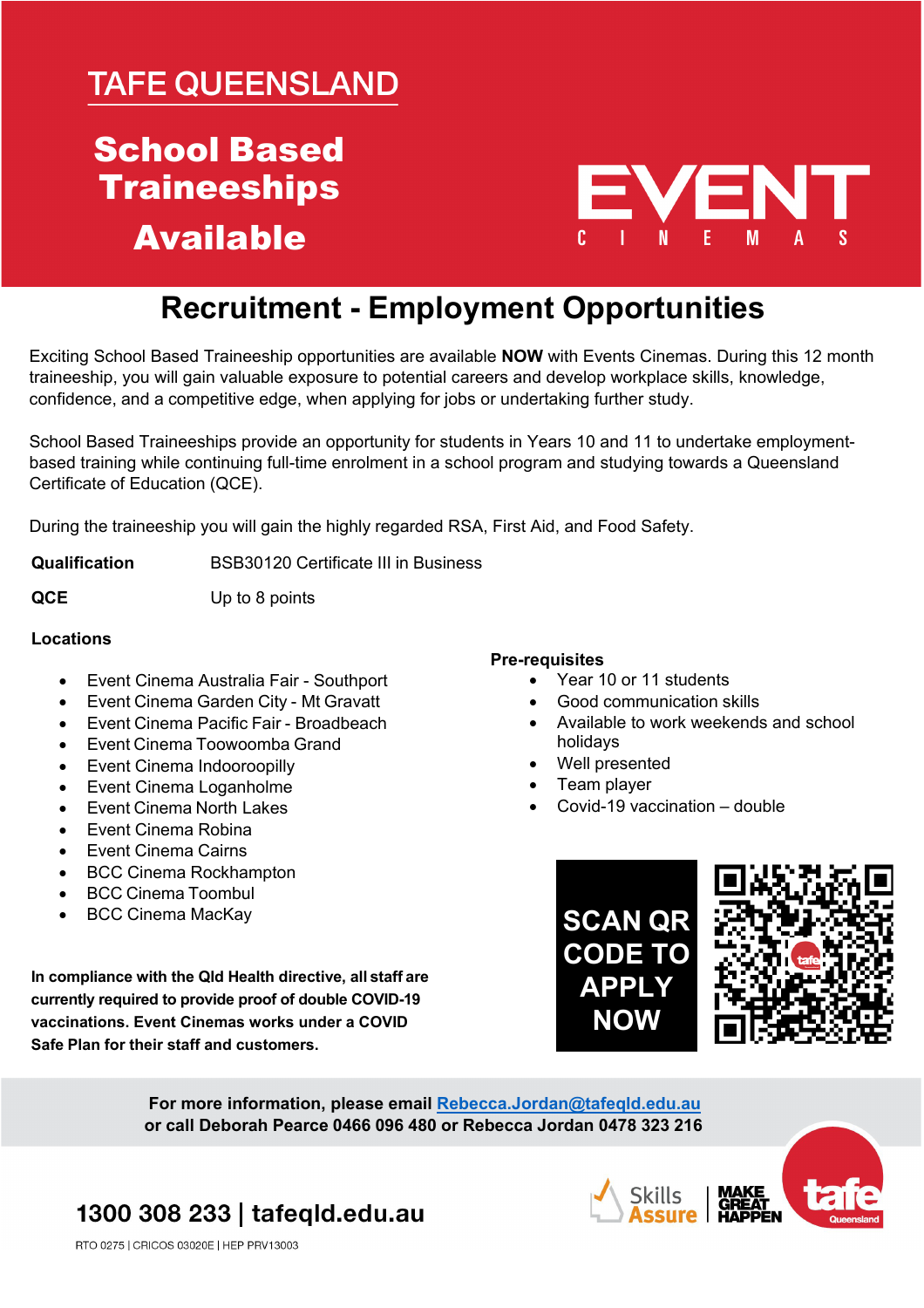# TAFE QUEENSLAND

## School Based Traineeships Available

EVENT CINEMAS

## Recruitment - Employment Opportunities

Exciting School Based Traineeship opportunities are available **NOW** with Events Cinemas. During this 12 month traineeship, you will gain valuable exposure to potential careers and develop workplace skills, knowledge, confidence, and a competitive edge, when applying for jobs or undertaking further study.

School Based Traineeships provide an opportunity for students in Years 10 and 11 to undertake employment-based training while continuing full-time enrolment in a school program and studying towards a Queensland Certificate of Education (QCE).

During the traineeship you will gain the highly regarded RSA, First Aid, and Food Safety.

**Qualification** BSB30120 Certificate III in Business

**QCE** Up to 8 points

**Locations**

- Event Cinema Australia Fair - Southport
- Event Cinema Garden City - Mt Gravatt
- Event Cinema Pacific Fair - Broadbeach
- Event Cinema Toowoomba Grand
- Event Cinema Indooroopilly
- Event Cinema Loganholme
- Event Cinema North Lakes
- Event Cinema Robina
- Event Cinema Cairns
- BCC Cinema Rockhampton
- BCC Cinema Toombul
- BCC Cinema MacKay

**Pre-requisites**

- Year 10 or 11 students
- Good communication skills
- Available to work weekends and school holidays
- Well presented
- Team player
- Covid-19 vaccination – double

**In compliance with the Qld Health directive, all staff are currently required to provide proof of double COVID-19 vaccinations. Event Cinemas works under a COVID Safe Plan for their staff and customers.**

SCAN QR CODE TO APPLY NOW

**For more information, please email Rebecca.Jordan@tafeqld.edu.au or call Deborah Pearce 0466 096 480 or Rebecca Jordan 0478 323 216**

**1300 308 233 | tafeqld.edu.au**

RTO 0275 | CRICOS 03020E | HEP PRV13003

Skills Assure | MAKE GREAT HAPPEN | tafe Queensland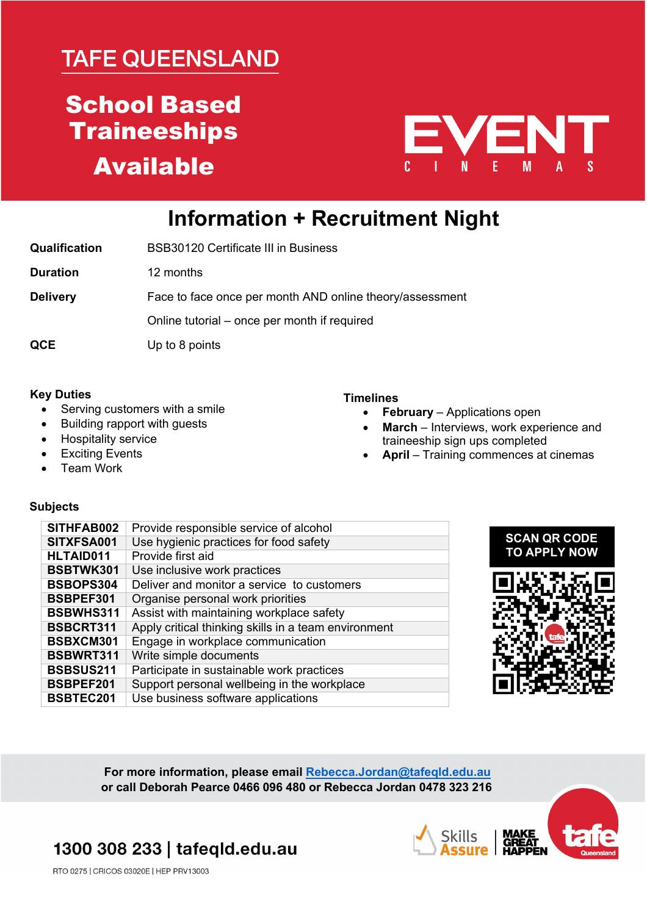TAFE QUEENSLAND

# School Based Traineeships Available

EVENT CINEMAS

## Information + Recruitment Night

**Qualification** BSB30120 Certificate III in Business

**Duration** 12 months

**Delivery** Face to face once per month AND online theory/assessment

Online tutorial – once per month if required

**QCE** Up to 8 points

**Key Duties**

- Serving customers with a smile
- Building rapport with guests
- Hospitality service
- Exciting Events
- Team Work

**Timelines**

- **February** – Applications open
- **March** – Interviews, work experience and traineeship sign ups completed
- **April** – Training commences at cinemas

**Subjects**

| | |
|---|---|
| **SITHFAB002** | Provide responsible service of alcohol |
| **SITXFSA001** | Use hygienic practices for food safety |
| **HLTAID011** | Provide first aid |
| **BSBTWK301** | Use inclusive work practices |
| **BSBOPS304** | Deliver and monitor a service to customers |
| **BSBPEF301** | Organise personal work priorities |
| **BSBWHS311** | Assist with maintaining workplace safety |
| **BSBCRT311** | Apply critical thinking skills in a team environment |
| **BSBXCM301** | Engage in workplace communication |
| **BSBWRT311** | Write simple documents |
| **BSBSUS211** | Participate in sustainable work practices |
| **BSBPEF201** | Support personal wellbeing in the workplace |
| **BSBTEC201** | Use business software applications |

**SCAN QR CODE TO APPLY NOW**

**For more information, please email Rebecca.Jordan@tafeqld.edu.au**
**or call Deborah Pearce 0466 096 480 or Rebecca Jordan 0478 323 216**

**1300 308 233 | tafeqld.edu.au**

RTO 0275 | CRICOS 03020E | HEP PRV13003

Skills Assure | MAKE GREAT HAPPEN | tafe Queensland